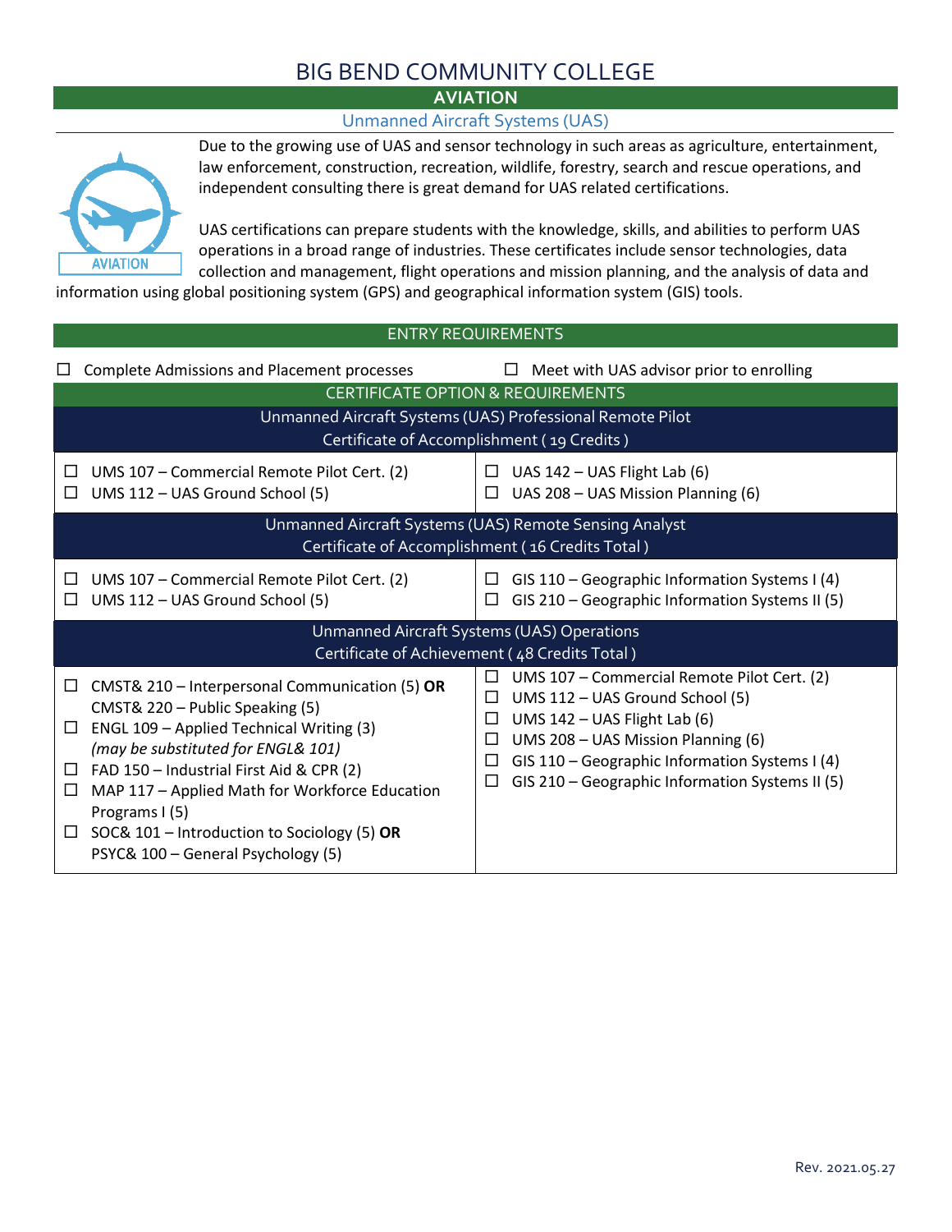# BIG BEND COMMUNITY COLLEGE

## AVIATION

### Unmanned Aircraft Systems (UAS)

Due to the growing use of UAS and sensor technology in such areas as agriculture, entertainment, law enforcement, construction, recreation, wildlife, forestry, search and rescue operations, and independent consulting there is great demand for UAS related certifications.

UAS certifications can prepare students with the knowledge, skills, and abilities to perform UAS operations in a broad range of industries. These certificates include sensor technologies, data collection and management, flight operations and mission planning, and the analysis of data and information using global positioning system (GPS) and geographical information system (GIS) tools.

## ENTRY REQUIREMENTS

- ☐ Complete Admissions and Placement processes
- ☐ Meet with UAS advisor prior to enrolling

## CERTIFICATE OPTION & REQUIREMENTS

### Unmanned Aircraft Systems (UAS) Professional Remote Pilot Certificate of Accomplishment ( 19 Credits )

- ☐ UMS 107 – Commercial Remote Pilot Cert. (2)
- ☐ UMS 112 – UAS Ground School (5)
- ☐ UAS 142 – UAS Flight Lab (6)
- ☐ UAS 208 – UAS Mission Planning (6)

### Unmanned Aircraft Systems (UAS) Remote Sensing Analyst Certificate of Accomplishment ( 16 Credits Total )

- ☐ UMS 107 – Commercial Remote Pilot Cert. (2)
- ☐ UMS 112 – UAS Ground School (5)
- ☐ GIS 110 – Geographic Information Systems I (4)
- ☐ GIS 210 – Geographic Information Systems II (5)

### Unmanned Aircraft Systems (UAS) Operations Certificate of Achievement ( 48 Credits Total )

- ☐ CMST& 210 – Interpersonal Communication (5) **OR** CMST& 220 – Public Speaking (5)
- ☐ ENGL 109 – Applied Technical Writing (3) *(may be substituted for ENGL& 101)*
- ☐ FAD 150 – Industrial First Aid & CPR (2)
- ☐ MAP 117 – Applied Math for Workforce Education Programs I (5)
- ☐ SOC& 101 – Introduction to Sociology (5) **OR** PSYC& 100 – General Psychology (5)
- ☐ UMS 107 – Commercial Remote Pilot Cert. (2)
- ☐ UMS 112 – UAS Ground School (5)
- ☐ UMS 142 – UAS Flight Lab (6)
- ☐ UMS 208 – UAS Mission Planning (6)
- ☐ GIS 110 – Geographic Information Systems I (4)
- ☐ GIS 210 – Geographic Information Systems II (5)

Rev. 2021.05.27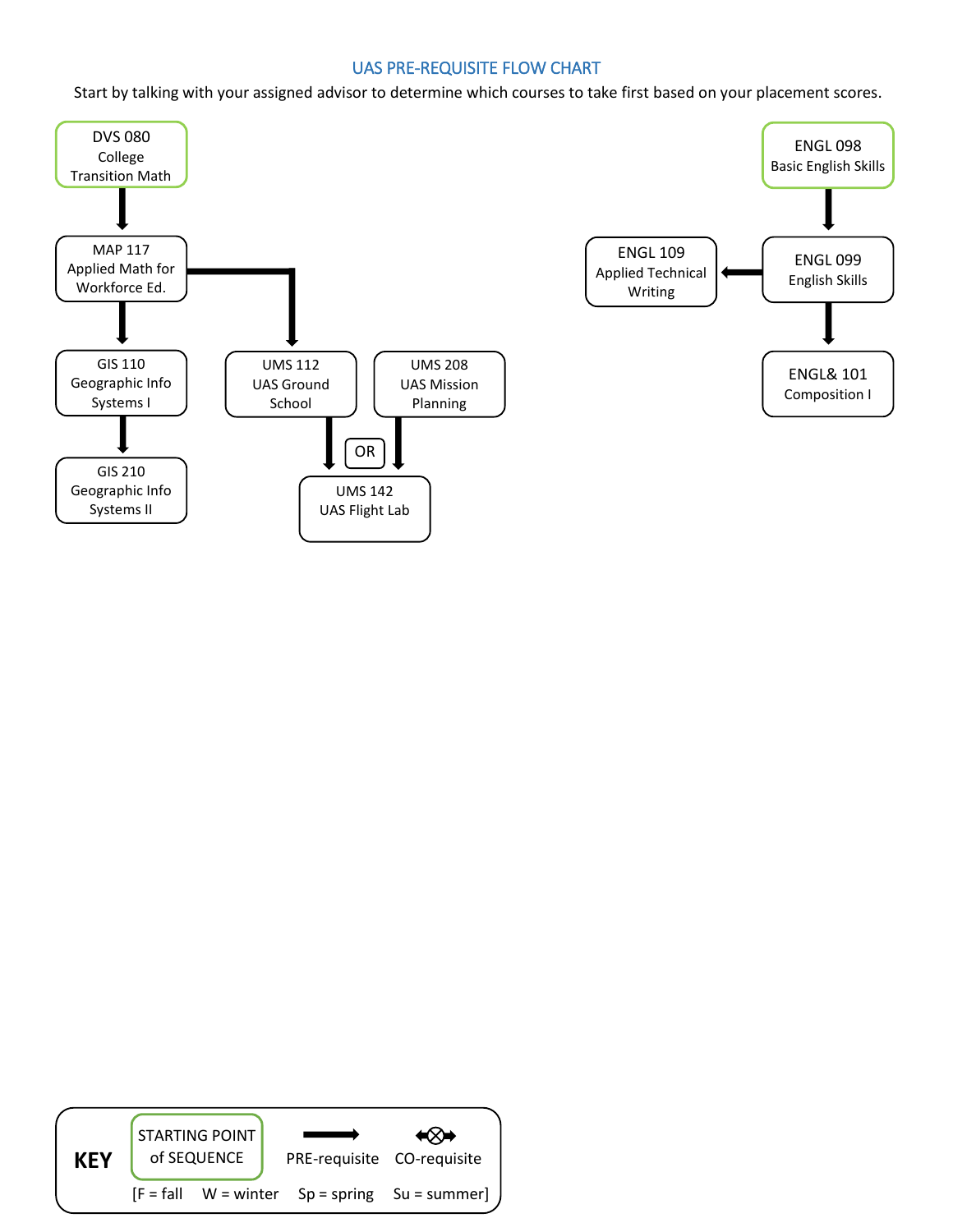## UAS PRE-REQUISITE FLOW CHART

Start by talking with your assigned advisor to determine which courses to take first based on your placement scores.

DVS 080
College
Transition Math

MAP 117
Applied Math for
Workforce Ed.

GIS 110
Geographic Info
Systems I

GIS 210
Geographic Info
Systems II

UMS 112
UAS Ground
School

UMS 208
UAS Mission
Planning

OR

UMS 142
UAS Flight Lab

ENGL 098
Basic English Skills

ENGL 099
English Skills

ENGL 109
Applied Technical
Writing

ENGL& 101
Composition I

**KEY**

STARTING POINT of SEQUENCE

PRE-requisite

CO-requisite

[F = fall W = winter Sp = spring Su = summer]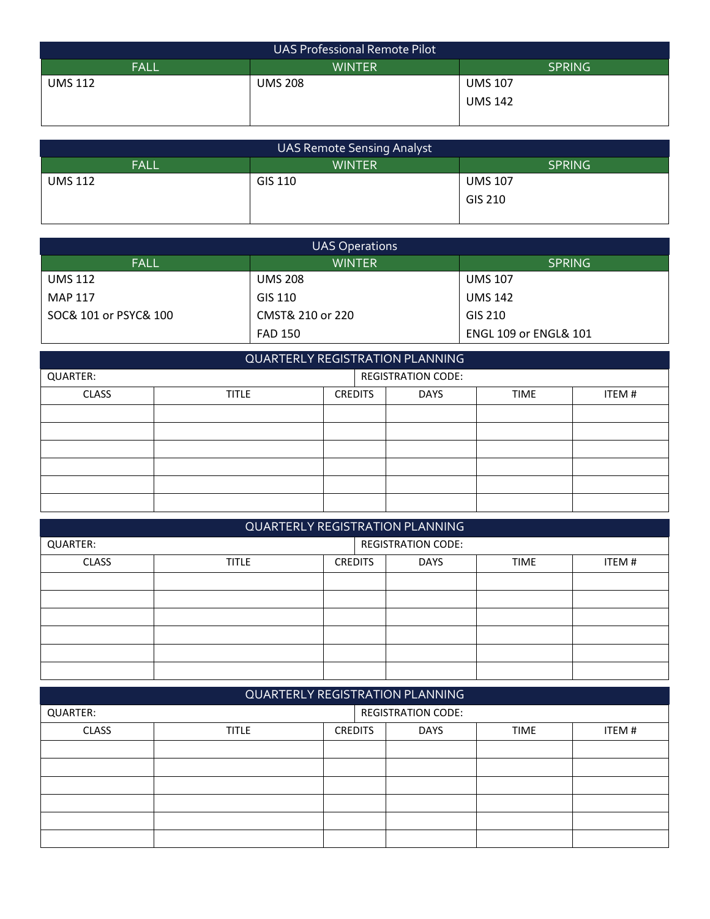## UAS Professional Remote Pilot

| FALL | WINTER | SPRING |
|---|---|---|
| UMS 112 | UMS 208 | UMS 107 |
| | | UMS 142 |

## UAS Remote Sensing Analyst

| FALL | WINTER | SPRING |
|---|---|---|
| UMS 112 | GIS 110 | UMS 107 |
| | | GIS 210 |

## UAS Operations

| FALL | WINTER | SPRING |
|---|---|---|
| UMS 112 | UMS 208 | UMS 107 |
| MAP 117 | GIS 110 | UMS 142 |
| SOC& 101 or PSYC& 100 | CMST& 210 or 220 | GIS 210 |
| | FAD 150 | ENGL 109 or ENGL& 101 |

## QUARTERLY REGISTRATION PLANNING

QUARTER: REGISTRATION CODE:

| CLASS | TITLE | CREDITS | DAYS | TIME | ITEM # |
|---|---|---|---|---|---|
| | | | | | |
| | | | | | |
| | | | | | |
| | | | | | |
| | | | | | |
| | | | | | |

## QUARTERLY REGISTRATION PLANNING

QUARTER: REGISTRATION CODE:

| CLASS | TITLE | CREDITS | DAYS | TIME | ITEM # |
|---|---|---|---|---|---|
| | | | | | |
| | | | | | |
| | | | | | |
| | | | | | |
| | | | | | |
| | | | | | |

## QUARTERLY REGISTRATION PLANNING

QUARTER: REGISTRATION CODE:

| CLASS | TITLE | CREDITS | DAYS | TIME | ITEM # |
|---|---|---|---|---|---|
| | | | | | |
| | | | | | |
| | | | | | |
| | | | | | |
| | | | | | |
| | | | | | |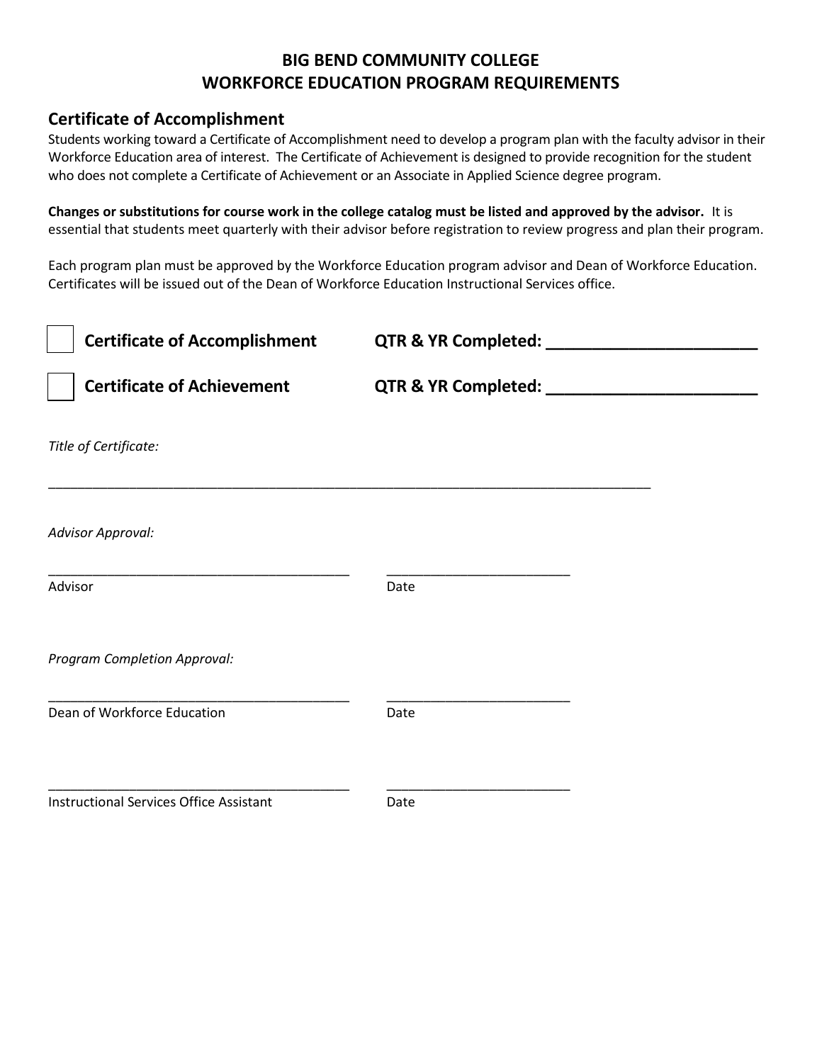# BIG BEND COMMUNITY COLLEGE
# WORKFORCE EDUCATION PROGRAM REQUIREMENTS

## Certificate of Accomplishment

Students working toward a Certificate of Accomplishment need to develop a program plan with the faculty advisor in their Workforce Education area of interest. The Certificate of Achievement is designed to provide recognition for the student who does not complete a Certificate of Achievement or an Associate in Applied Science degree program.

**Changes or substitutions for course work in the college catalog must be listed and approved by the advisor.** It is essential that students meet quarterly with their advisor before registration to review progress and plan their program.

Each program plan must be approved by the Workforce Education program advisor and Dean of Workforce Education. Certificates will be issued out of the Dean of Workforce Education Instructional Services office.

☐ **Certificate of Accomplishment** **QTR & YR Completed: ______________________**

☐ **Certificate of Achievement** **QTR & YR Completed: ______________________**

*Title of Certificate:*

_________________________________________________________________________________

*Advisor Approval:*

________________________________________ ________________________

Advisor Date

*Program Completion Approval:*

________________________________________ ________________________

Dean of Workforce Education Date

________________________________________ ________________________

Instructional Services Office Assistant Date